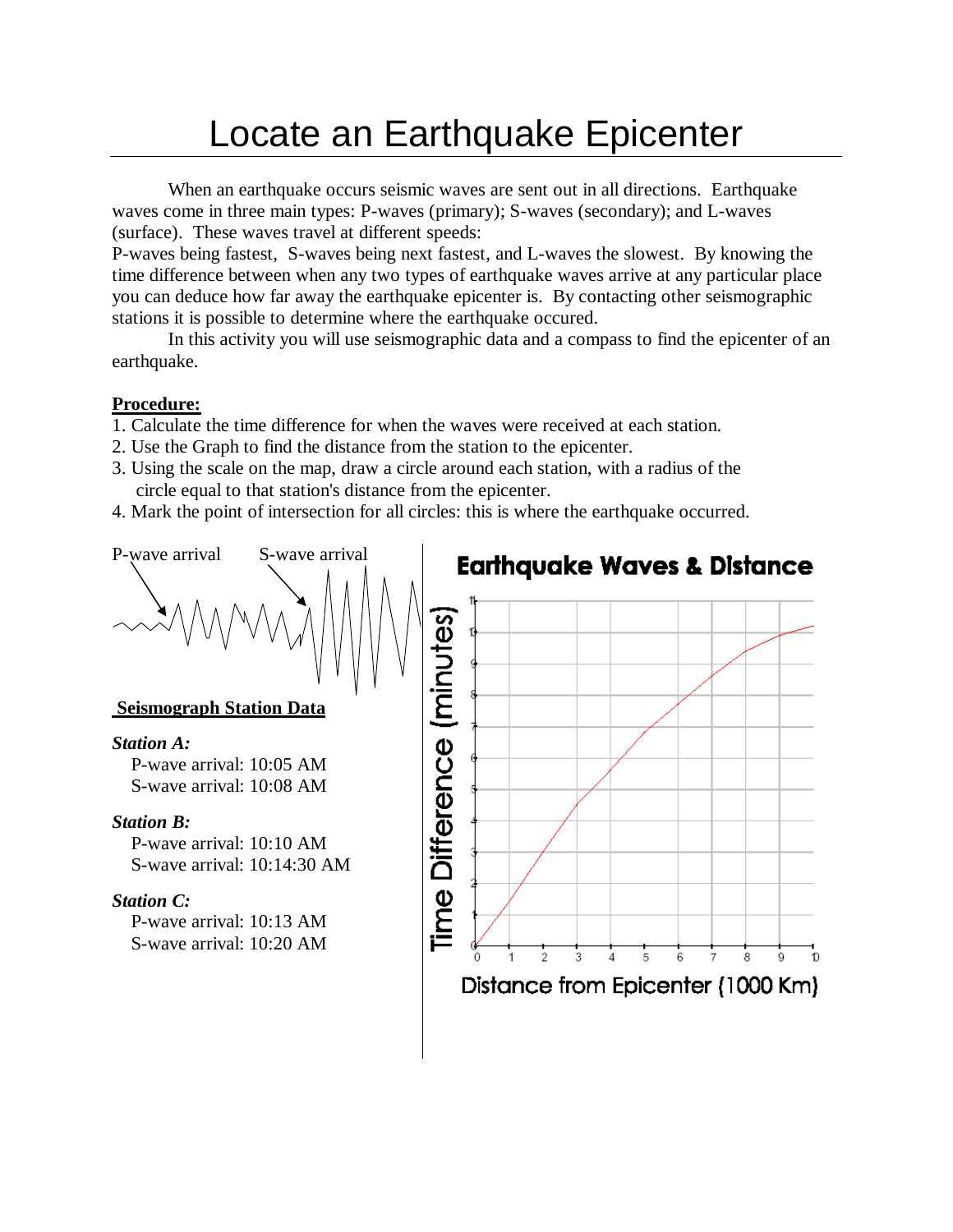# Locate an Earthquake Epicenter

When an earthquake occurs seismic waves are sent out in all directions. Earthquake waves come in three main types: P-waves (primary); S-waves (secondary); and L-waves (surface). These waves travel at different speeds:
P-waves being fastest, S-waves being next fastest, and L-waves the slowest. By knowing the time difference between when any two types of earthquake waves arrive at any particular place you can deduce how far away the earthquake epicenter is. By contacting other seismographic stations it is possible to determine where the earthquake occured.

In this activity you will use seismographic data and a compass to find the epicenter of an earthquake.

**Procedure:**

1. Calculate the time difference for when the waves were received at each station.
2. Use the Graph to find the distance from the station to the epicenter.
3. Using the scale on the map, draw a circle around each station, with a radius of the circle equal to that station's distance from the epicenter.
4. Mark the point of intersection for all circles: this is where the earthquake occurred.

P-wave arrival S-wave arrival

**Seismograph Station Data**

***Station A:***
P-wave arrival: 10:05 AM
S-wave arrival: 10:08 AM

***Station B:***
P-wave arrival: 10:10 AM
S-wave arrival: 10:14:30 AM

***Station C:***
P-wave arrival: 10:13 AM
S-wave arrival: 10:20 AM

**Earthquake Waves & Distance**

Time Difference (minutes)

Distance from Epicenter (1000 Km)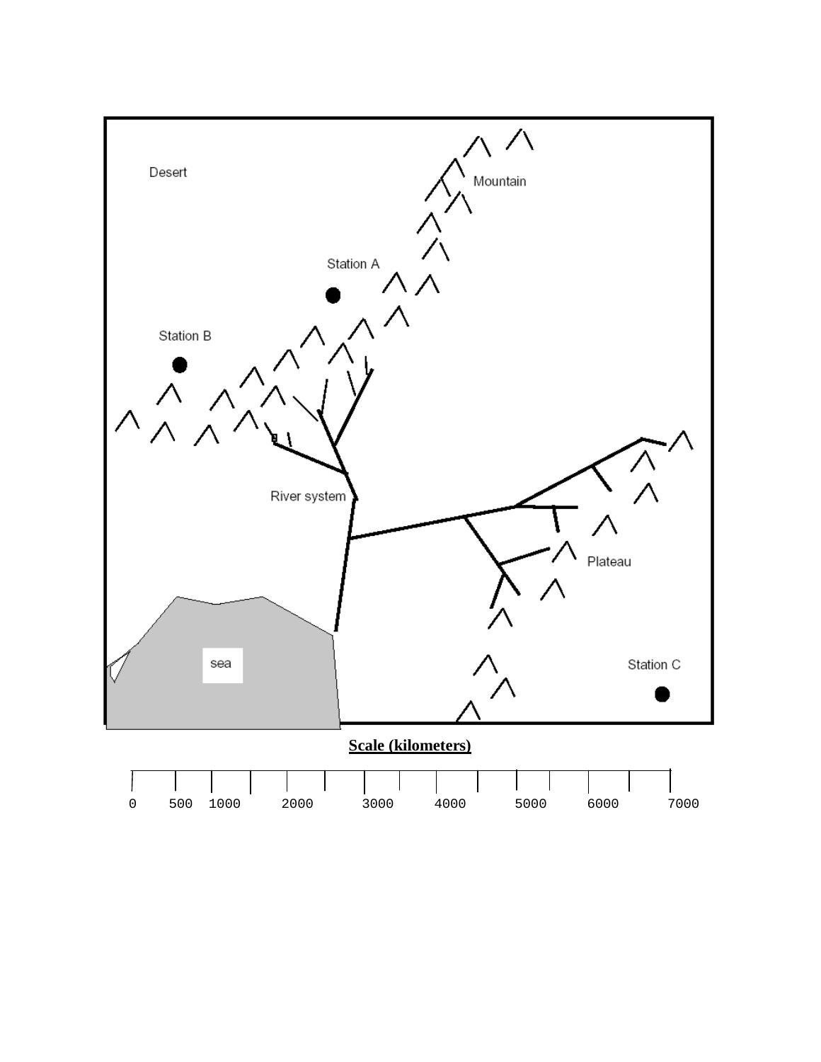Desert

Mountain

Station A

Station B

River system

Plateau

sea

Station C

**Scale (kilometers)**

0 500 1000 2000 3000 4000 5000 6000 7000